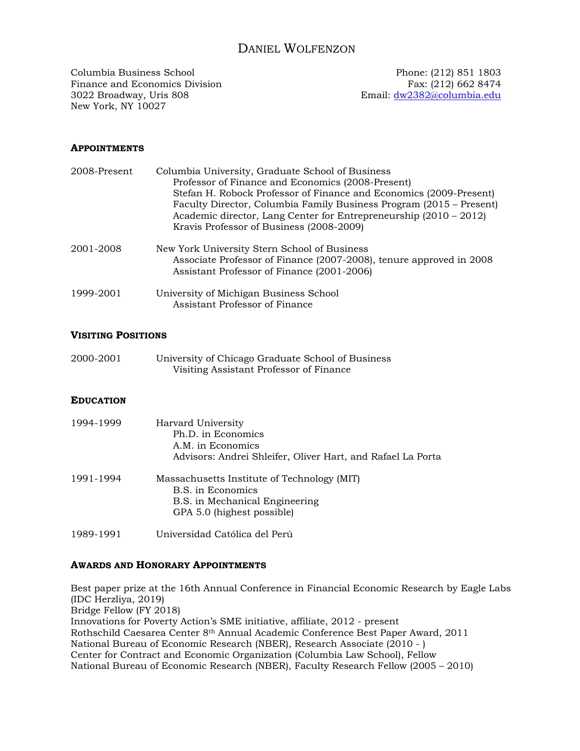# DANIEL WOLFENZON

Columbia Business School
Finance and Economics Division
3022 Broadway, Uris 808
New York, NY 10027

Phone: (212) 851 1803
Fax: (212) 662 8474
Email: dw2382@columbia.edu

## APPOINTMENTS

2008-Present — Columbia University, Graduate School of Business
- Professor of Finance and Economics (2008-Present)
- Stefan H. Robock Professor of Finance and Economics (2009-Present)
- Faculty Director, Columbia Family Business Program (2015 – Present)
- Academic director, Lang Center for Entrepreneurship (2010 – 2012)
- Kravis Professor of Business (2008-2009)

2001-2008 — New York University Stern School of Business
- Associate Professor of Finance (2007-2008), tenure approved in 2008
- Assistant Professor of Finance (2001-2006)

1999-2001 — University of Michigan Business School
- Assistant Professor of Finance

## VISITING POSITIONS

2000-2001 — University of Chicago Graduate School of Business
- Visiting Assistant Professor of Finance

## EDUCATION

1994-1999 — Harvard University
- Ph.D. in Economics
- A.M. in Economics
- Advisors: Andrei Shleifer, Oliver Hart, and Rafael La Porta

1991-1994 — Massachusetts Institute of Technology (MIT)
- B.S. in Economics
- B.S. in Mechanical Engineering
- GPA 5.0 (highest possible)

1989-1991 — Universidad Católica del Perú

## AWARDS AND HONORARY APPOINTMENTS

Best paper prize at the 16th Annual Conference in Financial Economic Research by Eagle Labs (IDC Herzliya, 2019)
Bridge Fellow (FY 2018)
Innovations for Poverty Action's SME initiative, affiliate, 2012 - present
Rothschild Caesarea Center 8th Annual Academic Conference Best Paper Award, 2011
National Bureau of Economic Research (NBER), Research Associate (2010 - )
Center for Contract and Economic Organization (Columbia Law School), Fellow
National Bureau of Economic Research (NBER), Faculty Research Fellow (2005 – 2010)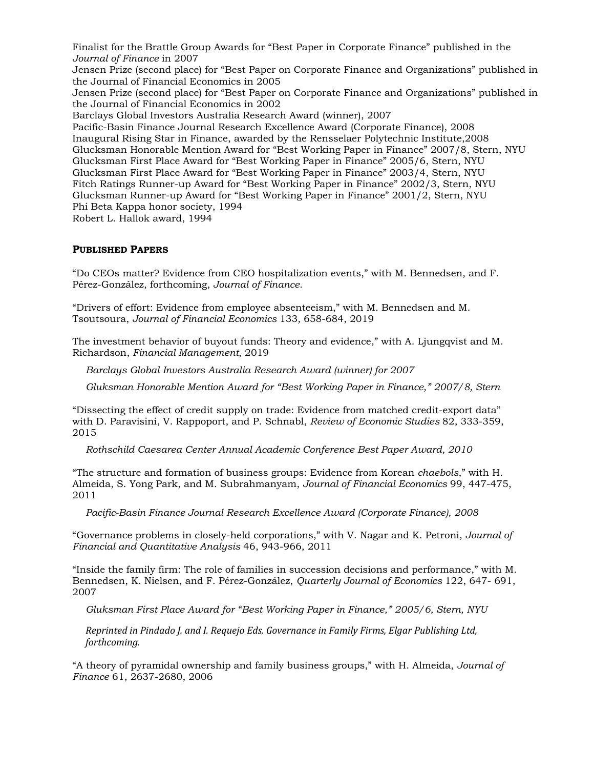Finalist for the Brattle Group Awards for "Best Paper in Corporate Finance" published in the *Journal of Finance* in 2007
Jensen Prize (second place) for "Best Paper on Corporate Finance and Organizations" published in the Journal of Financial Economics in 2005
Jensen Prize (second place) for "Best Paper on Corporate Finance and Organizations" published in the Journal of Financial Economics in 2002
Barclays Global Investors Australia Research Award (winner), 2007
Pacific-Basin Finance Journal Research Excellence Award (Corporate Finance), 2008
Inaugural Rising Star in Finance, awarded by the Rensselaer Polytechnic Institute,2008
Glucksman Honorable Mention Award for "Best Working Paper in Finance" 2007/8, Stern, NYU
Glucksman First Place Award for "Best Working Paper in Finance" 2005/6, Stern, NYU
Glucksman First Place Award for "Best Working Paper in Finance" 2003/4, Stern, NYU
Fitch Ratings Runner-up Award for "Best Working Paper in Finance" 2002/3, Stern, NYU
Glucksman Runner-up Award for "Best Working Paper in Finance" 2001/2, Stern, NYU
Phi Beta Kappa honor society, 1994
Robert L. Hallok award, 1994

## PUBLISHED PAPERS

"Do CEOs matter? Evidence from CEO hospitalization events," with M. Bennedsen, and F. Pérez-González, forthcoming, *Journal of Finance*.

"Drivers of effort: Evidence from employee absenteeism," with M. Bennedsen and M. Tsoutsoura, *Journal of Financial Economics* 133, 658-684, 2019

The investment behavior of buyout funds: Theory and evidence," with A. Ljungqvist and M. Richardson, *Financial Management*, 2019

*Barclays Global Investors Australia Research Award (winner) for 2007*

*Gluksman Honorable Mention Award for "Best Working Paper in Finance," 2007/8, Stern*

"Dissecting the effect of credit supply on trade: Evidence from matched credit-export data" with D. Paravisini, V. Rappoport, and P. Schnabl, *Review of Economic Studies* 82, 333-359, 2015

*Rothschild Caesarea Center Annual Academic Conference Best Paper Award, 2010*

"The structure and formation of business groups: Evidence from Korean *chaebols*," with H. Almeida, S. Yong Park, and M. Subrahmanyam, *Journal of Financial Economics* 99, 447-475, 2011

*Pacific-Basin Finance Journal Research Excellence Award (Corporate Finance), 2008*

"Governance problems in closely-held corporations," with V. Nagar and K. Petroni, *Journal of Financial and Quantitative Analysis* 46, 943-966, 2011

"Inside the family firm: The role of families in succession decisions and performance," with M. Bennedsen, K. Nielsen, and F. Pérez-González, *Quarterly Journal of Economics* 122, 647- 691, 2007

*Gluksman First Place Award for "Best Working Paper in Finance," 2005/6, Stern, NYU*

*Reprinted in Pindado J. and I. Requejo Eds. Governance in Family Firms, Elgar Publishing Ltd, forthcoming.*

"A theory of pyramidal ownership and family business groups," with H. Almeida, *Journal of Finance* 61, 2637-2680, 2006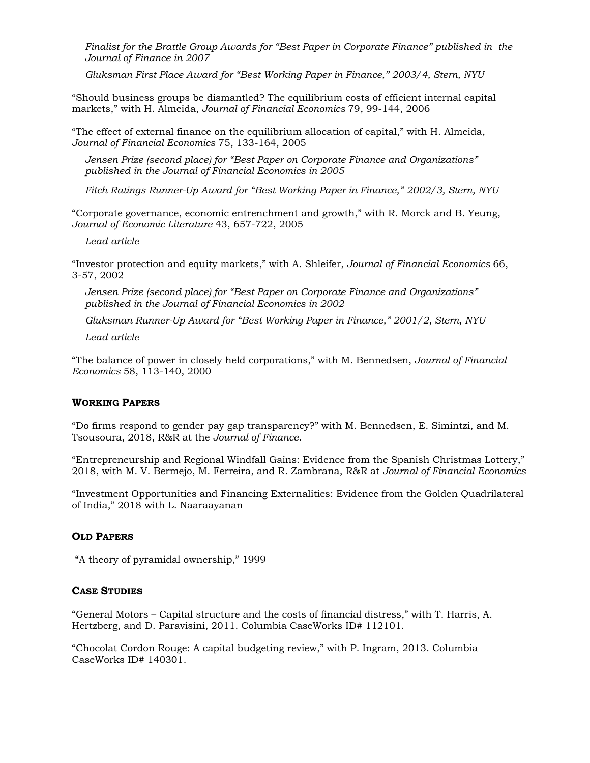*Finalist for the Brattle Group Awards for "Best Paper in Corporate Finance" published in the Journal of Finance in 2007*

*Gluksman First Place Award for "Best Working Paper in Finance," 2003/4, Stern, NYU*

"Should business groups be dismantled? The equilibrium costs of efficient internal capital markets," with H. Almeida, *Journal of Financial Economics* 79, 99-144, 2006

"The effect of external finance on the equilibrium allocation of capital," with H. Almeida, *Journal of Financial Economics* 75, 133-164, 2005

*Jensen Prize (second place) for "Best Paper on Corporate Finance and Organizations" published in the Journal of Financial Economics in 2005*

*Fitch Ratings Runner-Up Award for "Best Working Paper in Finance," 2002/3, Stern, NYU*

"Corporate governance, economic entrenchment and growth," with R. Morck and B. Yeung, *Journal of Economic Literature* 43, 657-722, 2005

*Lead article*

"Investor protection and equity markets," with A. Shleifer, *Journal of Financial Economics* 66, 3-57, 2002

*Jensen Prize (second place) for "Best Paper on Corporate Finance and Organizations" published in the Journal of Financial Economics in 2002*

*Gluksman Runner-Up Award for "Best Working Paper in Finance," 2001/2, Stern, NYU*

*Lead article*

"The balance of power in closely held corporations," with M. Bennedsen, *Journal of Financial Economics* 58, 113-140, 2000

## Working Papers

"Do firms respond to gender pay gap transparency?" with M. Bennedsen, E. Simintzi, and M. Tsousoura, 2018, R&R at the *Journal of Finance*.

"Entrepreneurship and Regional Windfall Gains: Evidence from the Spanish Christmas Lottery," 2018, with M. V. Bermejo, M. Ferreira, and R. Zambrana, R&R at *Journal of Financial Economics*

"Investment Opportunities and Financing Externalities: Evidence from the Golden Quadrilateral of India," 2018 with L. Naaraayanan

## Old Papers

"A theory of pyramidal ownership," 1999

## Case Studies

"General Motors – Capital structure and the costs of financial distress," with T. Harris, A. Hertzberg, and D. Paravisini, 2011. Columbia CaseWorks ID# 112101.

"Chocolat Cordon Rouge: A capital budgeting review," with P. Ingram, 2013. Columbia CaseWorks ID# 140301.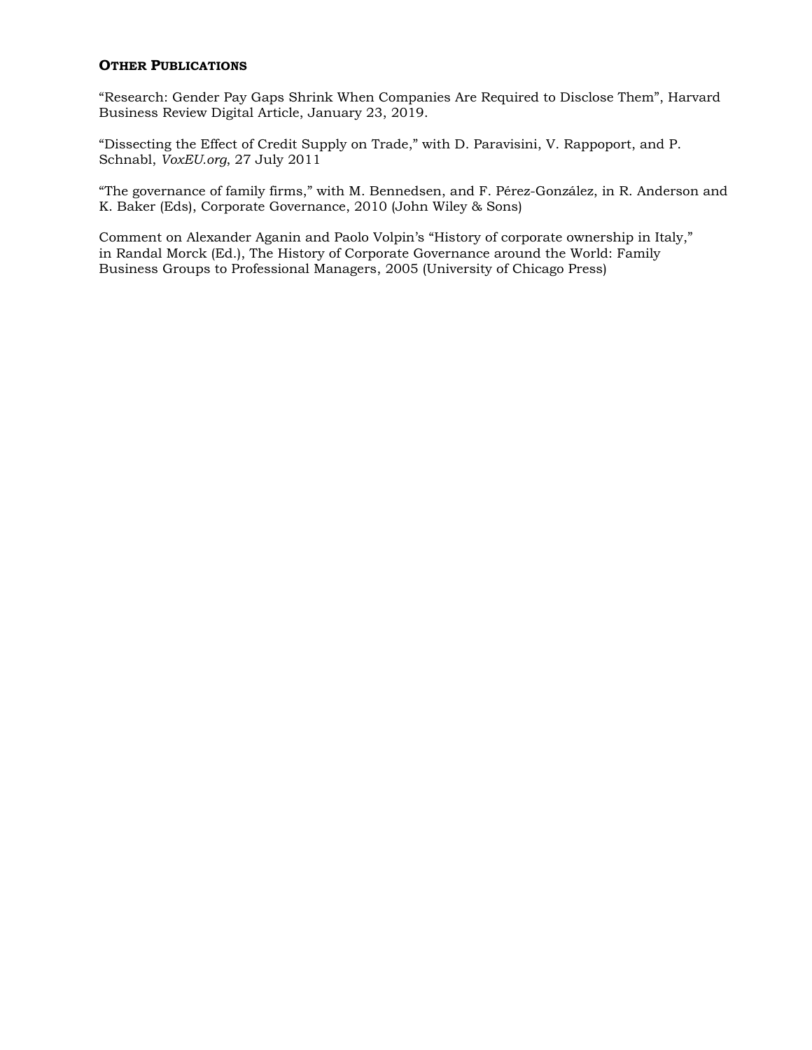## Other Publications

"Research: Gender Pay Gaps Shrink When Companies Are Required to Disclose Them", Harvard Business Review Digital Article, January 23, 2019.

"Dissecting the Effect of Credit Supply on Trade," with D. Paravisini, V. Rappoport, and P. Schnabl, *VoxEU.org*, 27 July 2011

"The governance of family firms," with M. Bennedsen, and F. Pérez-González, in R. Anderson and K. Baker (Eds), Corporate Governance, 2010 (John Wiley & Sons)

Comment on Alexander Aganin and Paolo Volpin's "History of corporate ownership in Italy," in Randal Morck (Ed.), The History of Corporate Governance around the World: Family Business Groups to Professional Managers, 2005 (University of Chicago Press)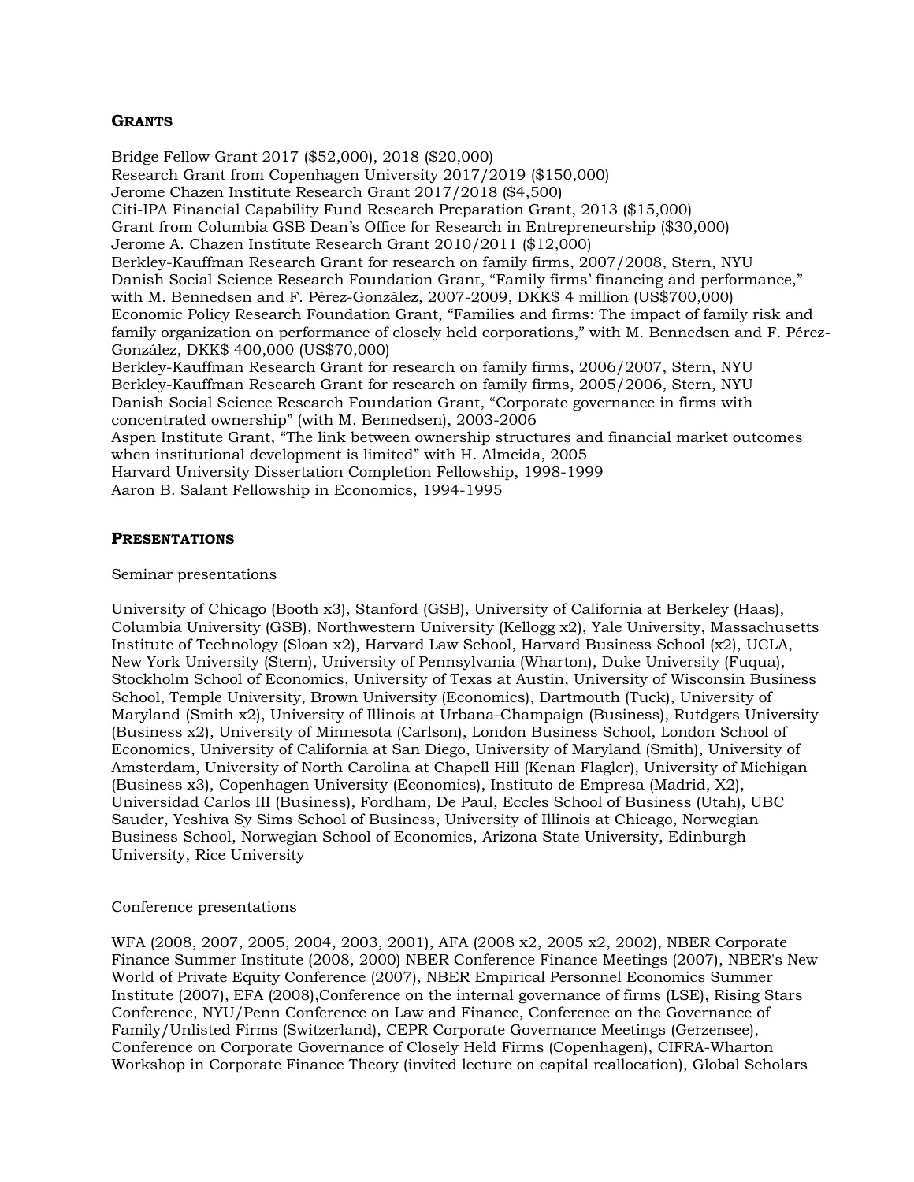## GRANTS

Bridge Fellow Grant 2017 ($52,000), 2018 ($20,000)
Research Grant from Copenhagen University 2017/2019 ($150,000)
Jerome Chazen Institute Research Grant 2017/2018 ($4,500)
Citi-IPA Financial Capability Fund Research Preparation Grant, 2013 ($15,000)
Grant from Columbia GSB Dean's Office for Research in Entrepreneurship ($30,000)
Jerome A. Chazen Institute Research Grant 2010/2011 ($12,000)
Berkley-Kauffman Research Grant for research on family firms, 2007/2008, Stern, NYU
Danish Social Science Research Foundation Grant, "Family firms' financing and performance," with M. Bennedsen and F. Pérez-González, 2007-2009, DKK$ 4 million (US$700,000)
Economic Policy Research Foundation Grant, "Families and firms: The impact of family risk and family organization on performance of closely held corporations," with M. Bennedsen and F. Pérez-González, DKK$ 400,000 (US$70,000)
Berkley-Kauffman Research Grant for research on family firms, 2006/2007, Stern, NYU
Berkley-Kauffman Research Grant for research on family firms, 2005/2006, Stern, NYU
Danish Social Science Research Foundation Grant, "Corporate governance in firms with concentrated ownership" (with M. Bennedsen), 2003-2006
Aspen Institute Grant, "The link between ownership structures and financial market outcomes when institutional development is limited" with H. Almeida, 2005
Harvard University Dissertation Completion Fellowship, 1998-1999
Aaron B. Salant Fellowship in Economics, 1994-1995

## PRESENTATIONS

Seminar presentations

University of Chicago (Booth x3), Stanford (GSB), University of California at Berkeley (Haas), Columbia University (GSB), Northwestern University (Kellogg x2), Yale University, Massachusetts Institute of Technology (Sloan x2), Harvard Law School, Harvard Business School (x2), UCLA, New York University (Stern), University of Pennsylvania (Wharton), Duke University (Fuqua), Stockholm School of Economics, University of Texas at Austin, University of Wisconsin Business School, Temple University, Brown University (Economics), Dartmouth (Tuck), University of Maryland (Smith x2), University of Illinois at Urbana-Champaign (Business), Rutdgers University (Business x2), University of Minnesota (Carlson), London Business School, London School of Economics, University of California at San Diego, University of Maryland (Smith), University of Amsterdam, University of North Carolina at Chapell Hill (Kenan Flagler), University of Michigan (Business x3), Copenhagen University (Economics), Instituto de Empresa (Madrid, X2), Universidad Carlos III (Business), Fordham, De Paul, Eccles School of Business (Utah), UBC Sauder, Yeshiva Sy Sims School of Business, University of Illinois at Chicago, Norwegian Business School, Norwegian School of Economics, Arizona State University, Edinburgh University, Rice University

Conference presentations

WFA (2008, 2007, 2005, 2004, 2003, 2001), AFA (2008 x2, 2005 x2, 2002), NBER Corporate Finance Summer Institute (2008, 2000) NBER Conference Finance Meetings (2007), NBER's New World of Private Equity Conference (2007), NBER Empirical Personnel Economics Summer Institute (2007), EFA (2008),Conference on the internal governance of firms (LSE), Rising Stars Conference, NYU/Penn Conference on Law and Finance, Conference on the Governance of Family/Unlisted Firms (Switzerland), CEPR Corporate Governance Meetings (Gerzensee), Conference on Corporate Governance of Closely Held Firms (Copenhagen), CIFRA-Wharton Workshop in Corporate Finance Theory (invited lecture on capital reallocation), Global Scholars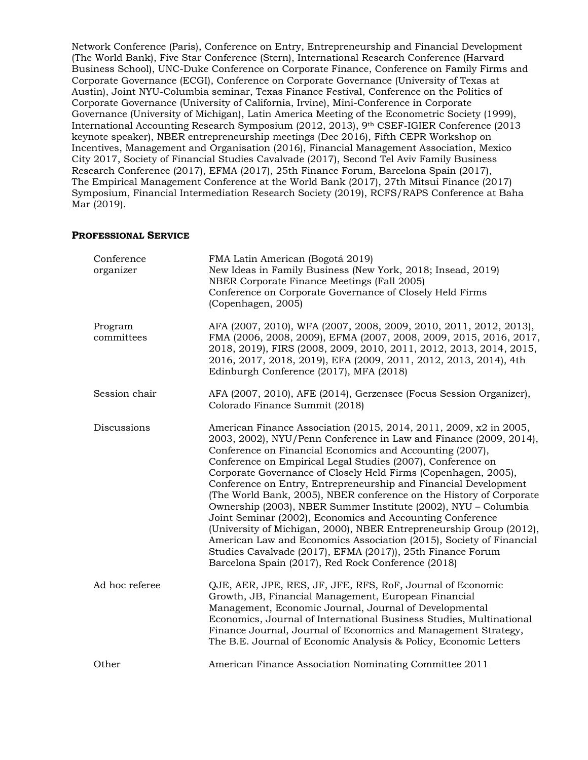Network Conference (Paris), Conference on Entry, Entrepreneurship and Financial Development (The World Bank), Five Star Conference (Stern), International Research Conference (Harvard Business School), UNC-Duke Conference on Corporate Finance, Conference on Family Firms and Corporate Governance (ECGI), Conference on Corporate Governance (University of Texas at Austin), Joint NYU-Columbia seminar, Texas Finance Festival, Conference on the Politics of Corporate Governance (University of California, Irvine), Mini-Conference in Corporate Governance (University of Michigan), Latin America Meeting of the Econometric Society (1999), International Accounting Research Symposium (2012, 2013), 9th CSEF-IGIER Conference (2013 keynote speaker), NBER entrepreneurship meetings (Dec 2016), Fifth CEPR Workshop on Incentives, Management and Organisation (2016), Financial Management Association, Mexico City 2017, Society of Financial Studies Cavalvade (2017), Second Tel Aviv Family Business Research Conference (2017), EFMA (2017), 25th Finance Forum, Barcelona Spain (2017), The Empirical Management Conference at the World Bank (2017), 27th Mitsui Finance (2017) Symposium, Financial Intermediation Research Society (2019), RCFS/RAPS Conference at Baha Mar (2019).

## PROFESSIONAL SERVICE

| | |
|---|---|
| Conference organizer | FMA Latin American (Bogotá 2019)<br>New Ideas in Family Business (New York, 2018; Insead, 2019)<br>NBER Corporate Finance Meetings (Fall 2005)<br>Conference on Corporate Governance of Closely Held Firms (Copenhagen, 2005) |
| Program committees | AFA (2007, 2010), WFA (2007, 2008, 2009, 2010, 2011, 2012, 2013), FMA (2006, 2008, 2009), EFMA (2007, 2008, 2009, 2015, 2016, 2017, 2018, 2019), FIRS (2008, 2009, 2010, 2011, 2012, 2013, 2014, 2015, 2016, 2017, 2018, 2019), EFA (2009, 2011, 2012, 2013, 2014), 4th Edinburgh Conference (2017), MFA (2018) |
| Session chair | AFA (2007, 2010), AFE (2014), Gerzensee (Focus Session Organizer), Colorado Finance Summit (2018) |
| Discussions | American Finance Association (2015, 2014, 2011, 2009, x2 in 2005, 2003, 2002), NYU/Penn Conference in Law and Finance (2009, 2014), Conference on Financial Economics and Accounting (2007), Conference on Empirical Legal Studies (2007), Conference on Corporate Governance of Closely Held Firms (Copenhagen, 2005), Conference on Entry, Entrepreneurship and Financial Development (The World Bank, 2005), NBER conference on the History of Corporate Ownership (2003), NBER Summer Institute (2002), NYU – Columbia Joint Seminar (2002), Economics and Accounting Conference (University of Michigan, 2000), NBER Entrepreneurship Group (2012), American Law and Economics Association (2015), Society of Financial Studies Cavalvade (2017), EFMA (2017)), 25th Finance Forum Barcelona Spain (2017), Red Rock Conference (2018) |
| Ad hoc referee | QJE, AER, JPE, RES, JF, JFE, RFS, RoF, Journal of Economic Growth, JB, Financial Management, European Financial Management, Economic Journal, Journal of Developmental Economics, Journal of International Business Studies, Multinational Finance Journal, Journal of Economics and Management Strategy, The B.E. Journal of Economic Analysis & Policy, Economic Letters |
| Other | American Finance Association Nominating Committee 2011 |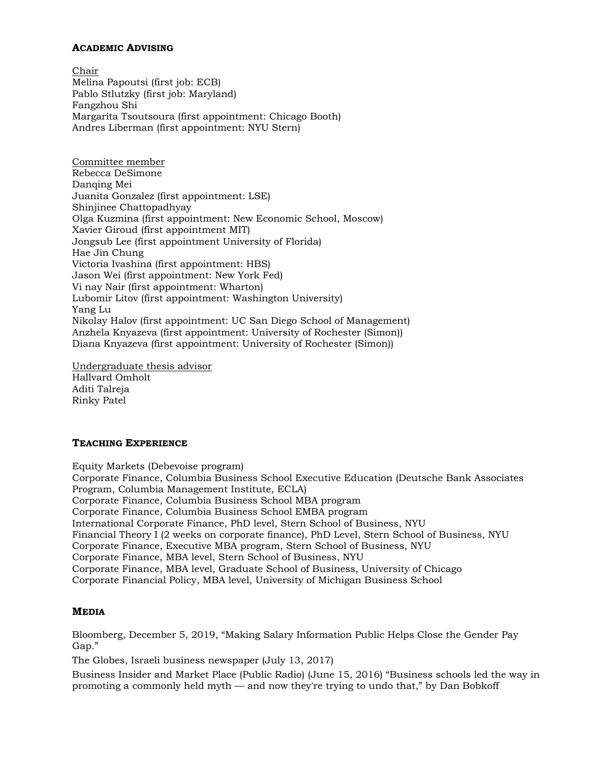## ACADEMIC ADVISING

Chair

Melina Papoutsi (first job: ECB)
Pablo Stlutzky (first job: Maryland)
Fangzhou Shi
Margarita Tsoutsoura (first appointment: Chicago Booth)
Andres Liberman (first appointment: NYU Stern)

Committee member

Rebecca DeSimone
Danqing Mei
Juanita Gonzalez (first appointment: LSE)
Shinjinee Chattopadhyay
Olga Kuzmina (first appointment: New Economic School, Moscow)
Xavier Giroud (first appointment MIT)
Jongsub Lee (first appointment University of Florida)
Hae Jin Chung
Victoria Ivashina (first appointment: HBS)
Jason Wei (first appointment: New York Fed)
Vi nay Nair (first appointment: Wharton)
Lubomir Litov (first appointment: Washington University)
Yang Lu
Nikolay Halov (first appointment: UC San Diego School of Management)
Anzhela Knyazeva (first appointment: University of Rochester (Simon))
Diana Knyazeva (first appointment: University of Rochester (Simon))

Undergraduate thesis advisor

Hallvard Omholt
Aditi Talreja
Rinky Patel

## TEACHING EXPERIENCE

Equity Markets (Debevoise program)
Corporate Finance, Columbia Business School Executive Education (Deutsche Bank Associates Program, Columbia Management Institute, ECLA)
Corporate Finance, Columbia Business School MBA program
Corporate Finance, Columbia Business School EMBA program
International Corporate Finance, PhD level, Stern School of Business, NYU
Financial Theory I (2 weeks on corporate finance), PhD Level, Stern School of Business, NYU
Corporate Finance, Executive MBA program, Stern School of Business, NYU
Corporate Finance, MBA level, Stern School of Business, NYU
Corporate Finance, MBA level, Graduate School of Business, University of Chicago
Corporate Financial Policy, MBA level, University of Michigan Business School

## MEDIA

Bloomberg, December 5, 2019, “Making Salary Information Public Helps Close the Gender Pay Gap.”

The Globes, Israeli business newspaper (July 13, 2017)

Business Insider and Market Place (Public Radio) (June 15, 2016) “Business schools led the way in promoting a commonly held myth — and now they're trying to undo that,” by Dan Bobkoff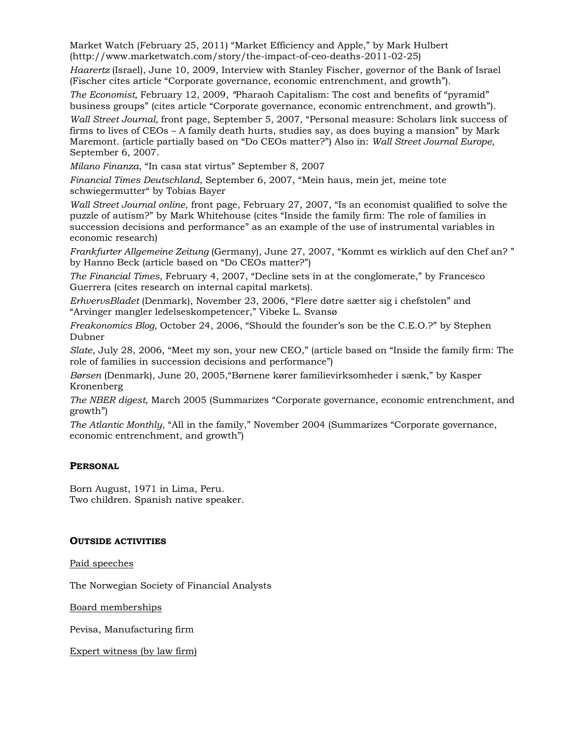Market Watch (February 25, 2011) “Market Efficiency and Apple,” by Mark Hulbert (http://www.marketwatch.com/story/the-impact-of-ceo-deaths-2011-02-25)

*Haarertz* (Israel), June 10, 2009, Interview with Stanley Fischer, governor of the Bank of Israel (Fischer cites article “Corporate governance, economic entrenchment, and growth”).

*The Economist,* February 12, 2009, “Pharaoh Capitalism: The cost and benefits of “pyramid” business groups” (cites article “Corporate governance, economic entrenchment, and growth”).

*Wall Street Journal,* front page, September 5, 2007, “Personal measure: Scholars link success of firms to lives of CEOs – A family death hurts, studies say, as does buying a mansion” by Mark Maremont. (article partially based on “Do CEOs matter?”) Also in: *Wall Street Journal Europe*, September 6, 2007.

*Milano Finanza*, “In casa stat virtus” September 8, 2007

*Financial Times Deutschland*, September 6, 2007, “Mein haus, mein jet, meine tote schwiegermutter“ by Tobias Bayer

*Wall Street Journal online*, front page, February 27, 2007, “Is an economist qualified to solve the puzzle of autism?” by Mark Whitehouse (cites “Inside the family firm: The role of families in succession decisions and performance” as an example of the use of instrumental variables in economic research)

*Frankfurter Allgemeine Zeitung* (Germany), June 27, 2007, “Kommt es wirklich auf den Chef an? ” by Hanno Beck (article based on “Do CEOs matter?”)

*The Financial Times*, February 4, 2007, “Decline sets in at the conglomerate,” by Francesco Guerrera (cites research on internal capital markets).

*ErhvervsBladet* (Denmark), November 23, 2006, “Flere døtre sætter sig i chefstolen” and “Arvinger mangler ledelseskompetencer,” Vibeke L. Svansø

*Freakonomics Blog,* October 24, 2006, “Should the founder’s son be the C.E.O.?” by Stephen Dubner

*Slate*, July 28, 2006, “Meet my son, your new CEO,” (article based on “Inside the family firm: The role of families in succession decisions and performance”)

*Børsen* (Denmark), June 20, 2005,“Børnene kører familievirksomheder i sænk,” by Kasper Kronenberg

*The NBER digest*, March 2005 (Summarizes “Corporate governance, economic entrenchment, and growth”)

*The Atlantic Monthly*, “All in the family,” November 2004 (Summarizes “Corporate governance, economic entrenchment, and growth”)

## **PERSONAL**

Born August, 1971 in Lima, Peru.
Two children. Spanish native speaker.

## **OUTSIDE ACTIVITIES**

Paid speeches

The Norwegian Society of Financial Analysts

Board memberships

Pevisa, Manufacturing firm

Expert witness (by law firm)